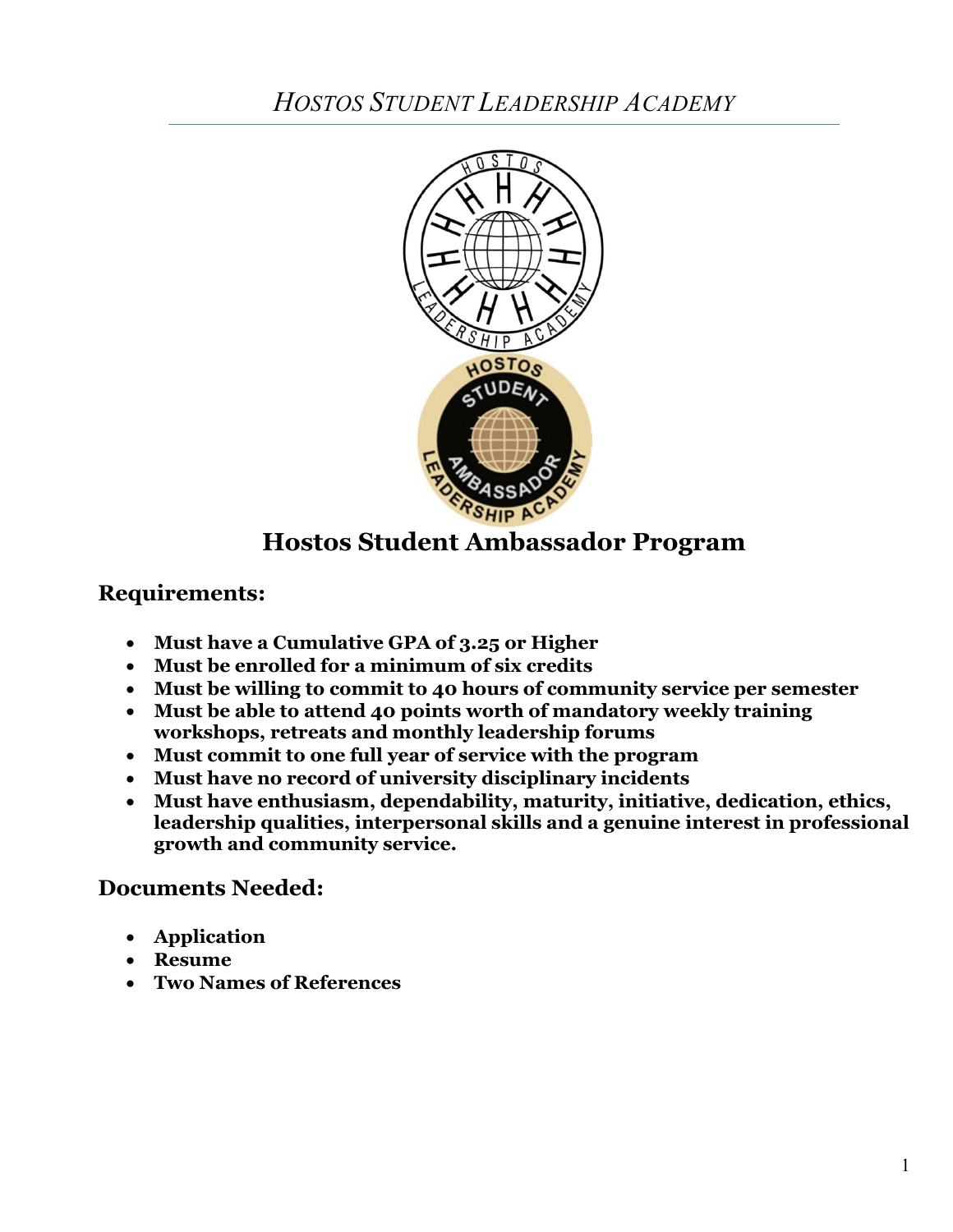*HOSTOS STUDENT LEADERSHIP ACADEMY*

# Hostos Student Ambassador Program

## Requirements:

- **Must have a Cumulative GPA of 3.25 or Higher**
- **Must be enrolled for a minimum of six credits**
- **Must be willing to commit to 40 hours of community service per semester**
- **Must be able to attend 40 points worth of mandatory weekly training workshops, retreats and monthly leadership forums**
- **Must commit to one full year of service with the program**
- **Must have no record of university disciplinary incidents**
- **Must have enthusiasm, dependability, maturity, initiative, dedication, ethics, leadership qualities, interpersonal skills and a genuine interest in professional growth and community service.**

## Documents Needed:

- **Application**
- **Resume**
- **Two Names of References**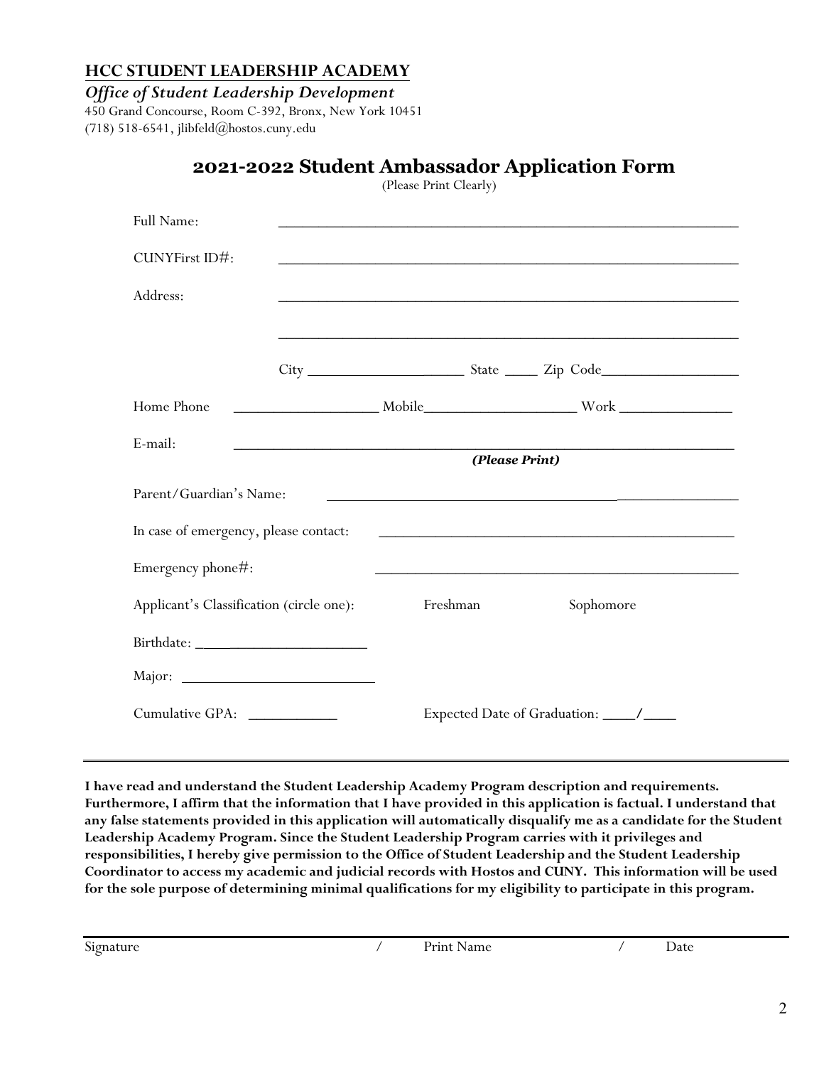**HCC STUDENT LEADERSHIP ACADEMY**

***Office of Student Leadership Development***

450 Grand Concourse, Room C-392, Bronx, New York 10451
(718) 518-6541, jlibfeld@hostos.cuny.edu

# 2021-2022 Student Ambassador Application Form

(Please Print Clearly)

Full Name: ____________________________________________________________

CUNYFirst ID#: ____________________________________________________________

Address: ____________________________________________________________

____________________________________________________________

City ______________________ State ____ Zip Code________________

Home Phone ________________ Mobile_________________ Work ______________

E-mail: ____________________________________________________________

***(Please Print)***

Parent/Guardian's Name: ____________________________________________________

In case of emergency, please contact: ____________________________________________

Emergency phone#: ____________________________________________________

Applicant's Classification (circle one): Freshman Sophomore

Birthdate: ______________________

Major: ______________________

Cumulative GPA: ___________ Expected Date of Graduation: ____/____

---

**I have read and understand the Student Leadership Academy Program description and requirements. Furthermore, I affirm that the information that I have provided in this application is factual. I understand that any false statements provided in this application will automatically disqualify me as a candidate for the Student Leadership Academy Program. Since the Student Leadership Program carries with it privileges and responsibilities, I hereby give permission to the Office of Student Leadership and the Student Leadership Coordinator to access my academic and judicial records with Hostos and CUNY. This information will be used for the sole purpose of determining minimal qualifications for my eligibility to participate in this program.**

______________________________________________________________________________

Signature / Print Name / Date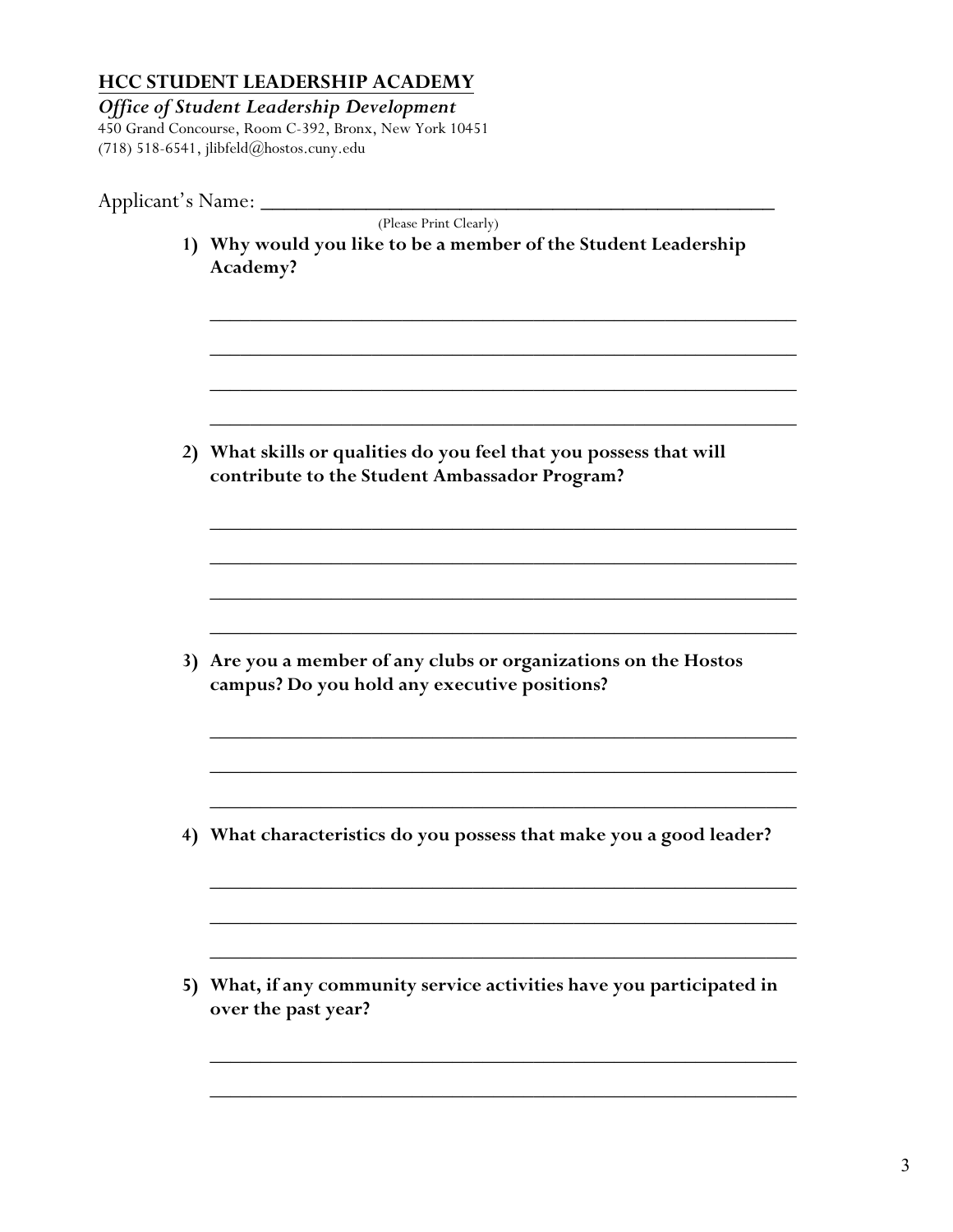## HCC STUDENT LEADERSHIP ACADEMY

***Office of Student Leadership Development***

450 Grand Concourse, Room C-392, Bronx, New York 10451
(718) 518-6541, jlibfeld@hostos.cuny.edu

Applicant's Name: ____________________________________________
(Please Print Clearly)

1) **Why would you like to be a member of the Student Leadership Academy?**

________________________________________________________________

________________________________________________________________

________________________________________________________________

________________________________________________________________

2) **What skills or qualities do you feel that you possess that will contribute to the Student Ambassador Program?**

________________________________________________________________

________________________________________________________________

________________________________________________________________

________________________________________________________________

3) **Are you a member of any clubs or organizations on the Hostos campus? Do you hold any executive positions?**

________________________________________________________________

________________________________________________________________

________________________________________________________________

4) **What characteristics do you possess that make you a good leader?**

________________________________________________________________

________________________________________________________________

________________________________________________________________

5) **What, if any community service activities have you participated in over the past year?**

________________________________________________________________

________________________________________________________________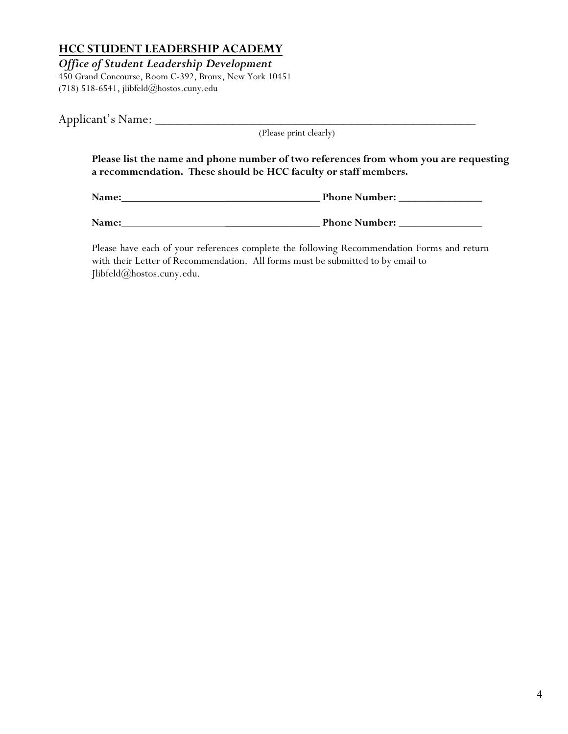## HCC STUDENT LEADERSHIP ACADEMY

***Office of Student Leadership Development***

450 Grand Concourse, Room C-392, Bronx, New York 10451
(718) 518-6541, jlibfeld@hostos.cuny.edu

Applicant's Name: ____________________________________________________
(Please print clearly)

**Please list the name and phone number of two references from whom you are requesting a recommendation. These should be HCC faculty or staff members.**

**Name:**____________________________________ **Phone Number:** _______________

**Name:**____________________________________ **Phone Number:** _______________

Please have each of your references complete the following Recommendation Forms and return with their Letter of Recommendation. All forms must be submitted to by email to Jlibfeld@hostos.cuny.edu.